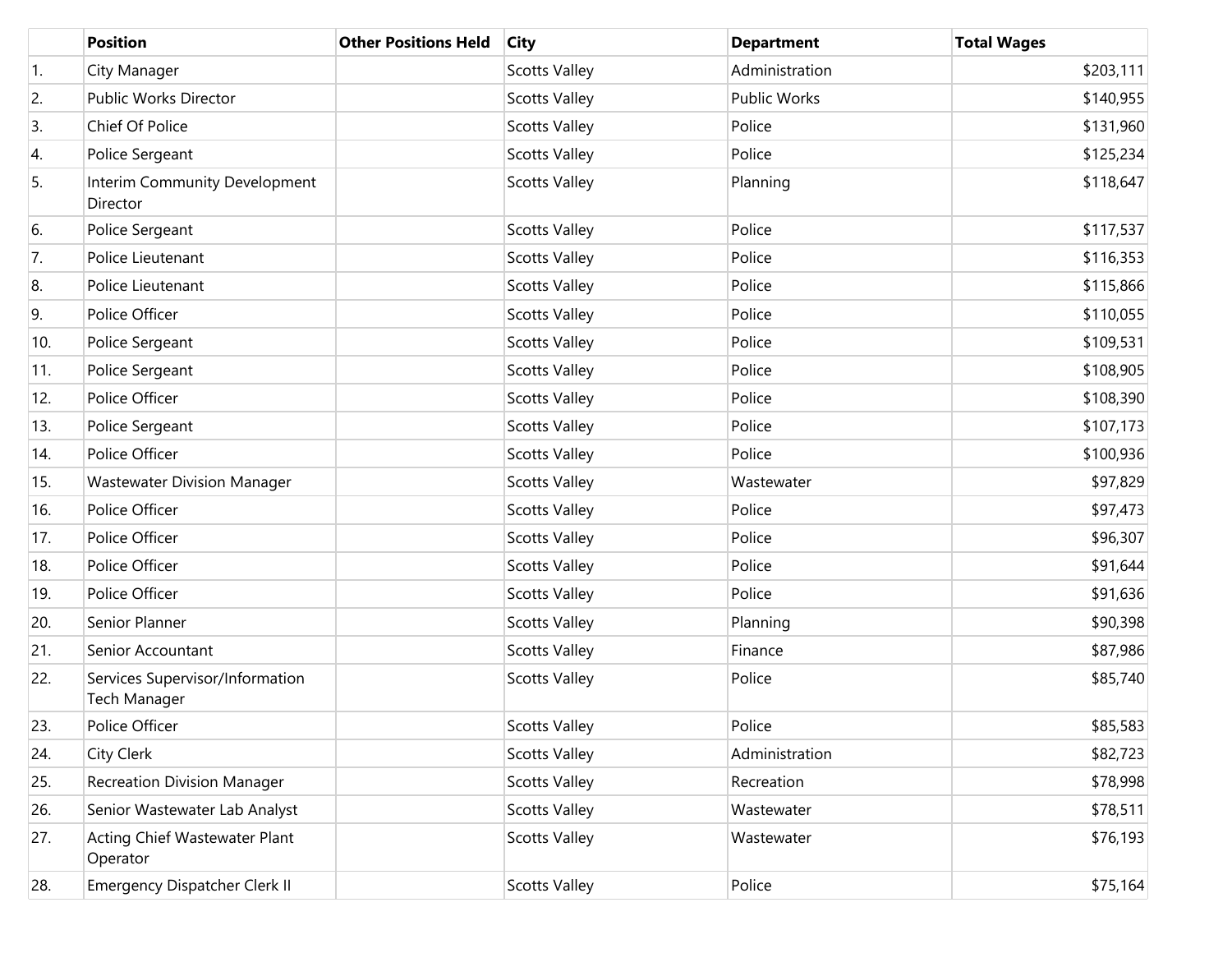| | Position | Other Positions Held | City | Department | Total Wages |
|---|---|---|---|---|---|
| 1. | City Manager | | Scotts Valley | Administration | $203,111 |
| 2. | Public Works Director | | Scotts Valley | Public Works | $140,955 |
| 3. | Chief Of Police | | Scotts Valley | Police | $131,960 |
| 4. | Police Sergeant | | Scotts Valley | Police | $125,234 |
| 5. | Interim Community Development Director | | Scotts Valley | Planning | $118,647 |
| 6. | Police Sergeant | | Scotts Valley | Police | $117,537 |
| 7. | Police Lieutenant | | Scotts Valley | Police | $116,353 |
| 8. | Police Lieutenant | | Scotts Valley | Police | $115,866 |
| 9. | Police Officer | | Scotts Valley | Police | $110,055 |
| 10. | Police Sergeant | | Scotts Valley | Police | $109,531 |
| 11. | Police Sergeant | | Scotts Valley | Police | $108,905 |
| 12. | Police Officer | | Scotts Valley | Police | $108,390 |
| 13. | Police Sergeant | | Scotts Valley | Police | $107,173 |
| 14. | Police Officer | | Scotts Valley | Police | $100,936 |
| 15. | Wastewater Division Manager | | Scotts Valley | Wastewater | $97,829 |
| 16. | Police Officer | | Scotts Valley | Police | $97,473 |
| 17. | Police Officer | | Scotts Valley | Police | $96,307 |
| 18. | Police Officer | | Scotts Valley | Police | $91,644 |
| 19. | Police Officer | | Scotts Valley | Police | $91,636 |
| 20. | Senior Planner | | Scotts Valley | Planning | $90,398 |
| 21. | Senior Accountant | | Scotts Valley | Finance | $87,986 |
| 22. | Services Supervisor/Information Tech Manager | | Scotts Valley | Police | $85,740 |
| 23. | Police Officer | | Scotts Valley | Police | $85,583 |
| 24. | City Clerk | | Scotts Valley | Administration | $82,723 |
| 25. | Recreation Division Manager | | Scotts Valley | Recreation | $78,998 |
| 26. | Senior Wastewater Lab Analyst | | Scotts Valley | Wastewater | $78,511 |
| 27. | Acting Chief Wastewater Plant Operator | | Scotts Valley | Wastewater | $76,193 |
| 28. | Emergency Dispatcher Clerk II | | Scotts Valley | Police | $75,164 |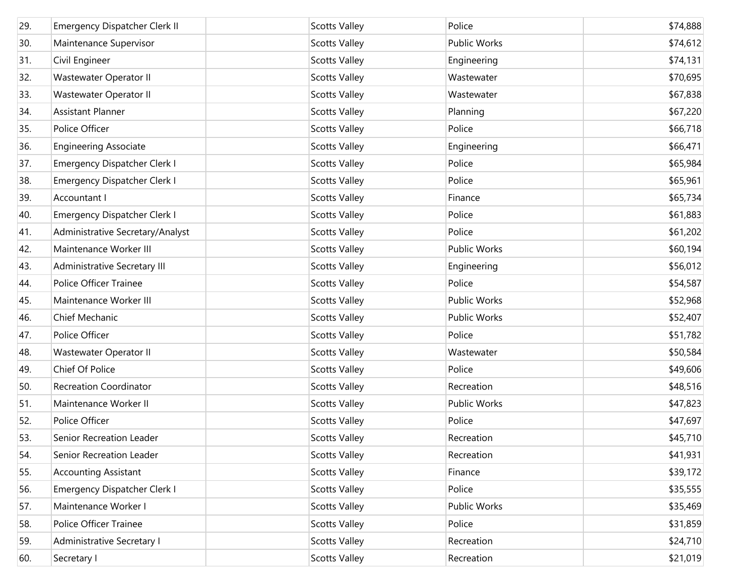| | | | | | |
|---|---|---|---|---|---|
| 29. | Emergency Dispatcher Clerk II | | Scotts Valley | Police | $74,888 |
| 30. | Maintenance Supervisor | | Scotts Valley | Public Works | $74,612 |
| 31. | Civil Engineer | | Scotts Valley | Engineering | $74,131 |
| 32. | Wastewater Operator II | | Scotts Valley | Wastewater | $70,695 |
| 33. | Wastewater Operator II | | Scotts Valley | Wastewater | $67,838 |
| 34. | Assistant Planner | | Scotts Valley | Planning | $67,220 |
| 35. | Police Officer | | Scotts Valley | Police | $66,718 |
| 36. | Engineering Associate | | Scotts Valley | Engineering | $66,471 |
| 37. | Emergency Dispatcher Clerk I | | Scotts Valley | Police | $65,984 |
| 38. | Emergency Dispatcher Clerk I | | Scotts Valley | Police | $65,961 |
| 39. | Accountant I | | Scotts Valley | Finance | $65,734 |
| 40. | Emergency Dispatcher Clerk I | | Scotts Valley | Police | $61,883 |
| 41. | Administrative Secretary/Analyst | | Scotts Valley | Police | $61,202 |
| 42. | Maintenance Worker III | | Scotts Valley | Public Works | $60,194 |
| 43. | Administrative Secretary III | | Scotts Valley | Engineering | $56,012 |
| 44. | Police Officer Trainee | | Scotts Valley | Police | $54,587 |
| 45. | Maintenance Worker III | | Scotts Valley | Public Works | $52,968 |
| 46. | Chief Mechanic | | Scotts Valley | Public Works | $52,407 |
| 47. | Police Officer | | Scotts Valley | Police | $51,782 |
| 48. | Wastewater Operator II | | Scotts Valley | Wastewater | $50,584 |
| 49. | Chief Of Police | | Scotts Valley | Police | $49,606 |
| 50. | Recreation Coordinator | | Scotts Valley | Recreation | $48,516 |
| 51. | Maintenance Worker II | | Scotts Valley | Public Works | $47,823 |
| 52. | Police Officer | | Scotts Valley | Police | $47,697 |
| 53. | Senior Recreation Leader | | Scotts Valley | Recreation | $45,710 |
| 54. | Senior Recreation Leader | | Scotts Valley | Recreation | $41,931 |
| 55. | Accounting Assistant | | Scotts Valley | Finance | $39,172 |
| 56. | Emergency Dispatcher Clerk I | | Scotts Valley | Police | $35,555 |
| 57. | Maintenance Worker I | | Scotts Valley | Public Works | $35,469 |
| 58. | Police Officer Trainee | | Scotts Valley | Police | $31,859 |
| 59. | Administrative Secretary I | | Scotts Valley | Recreation | $24,710 |
| 60. | Secretary I | | Scotts Valley | Recreation | $21,019 |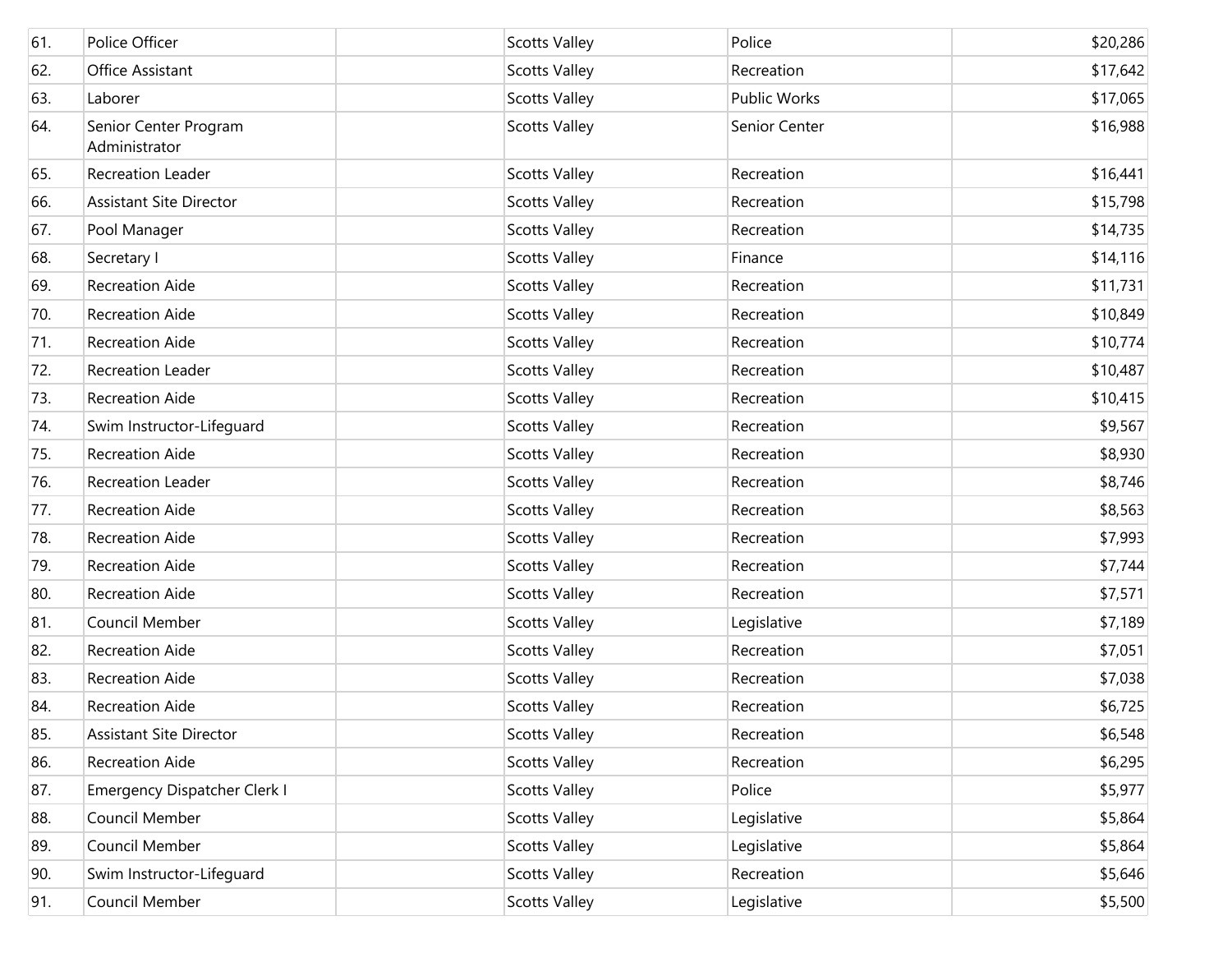| | | | | | |
|---|---|---|---|---|---|
| 61. | Police Officer | | Scotts Valley | Police | $20,286 |
| 62. | Office Assistant | | Scotts Valley | Recreation | $17,642 |
| 63. | Laborer | | Scotts Valley | Public Works | $17,065 |
| 64. | Senior Center Program Administrator | | Scotts Valley | Senior Center | $16,988 |
| 65. | Recreation Leader | | Scotts Valley | Recreation | $16,441 |
| 66. | Assistant Site Director | | Scotts Valley | Recreation | $15,798 |
| 67. | Pool Manager | | Scotts Valley | Recreation | $14,735 |
| 68. | Secretary I | | Scotts Valley | Finance | $14,116 |
| 69. | Recreation Aide | | Scotts Valley | Recreation | $11,731 |
| 70. | Recreation Aide | | Scotts Valley | Recreation | $10,849 |
| 71. | Recreation Aide | | Scotts Valley | Recreation | $10,774 |
| 72. | Recreation Leader | | Scotts Valley | Recreation | $10,487 |
| 73. | Recreation Aide | | Scotts Valley | Recreation | $10,415 |
| 74. | Swim Instructor-Lifeguard | | Scotts Valley | Recreation | $9,567 |
| 75. | Recreation Aide | | Scotts Valley | Recreation | $8,930 |
| 76. | Recreation Leader | | Scotts Valley | Recreation | $8,746 |
| 77. | Recreation Aide | | Scotts Valley | Recreation | $8,563 |
| 78. | Recreation Aide | | Scotts Valley | Recreation | $7,993 |
| 79. | Recreation Aide | | Scotts Valley | Recreation | $7,744 |
| 80. | Recreation Aide | | Scotts Valley | Recreation | $7,571 |
| 81. | Council Member | | Scotts Valley | Legislative | $7,189 |
| 82. | Recreation Aide | | Scotts Valley | Recreation | $7,051 |
| 83. | Recreation Aide | | Scotts Valley | Recreation | $7,038 |
| 84. | Recreation Aide | | Scotts Valley | Recreation | $6,725 |
| 85. | Assistant Site Director | | Scotts Valley | Recreation | $6,548 |
| 86. | Recreation Aide | | Scotts Valley | Recreation | $6,295 |
| 87. | Emergency Dispatcher Clerk I | | Scotts Valley | Police | $5,977 |
| 88. | Council Member | | Scotts Valley | Legislative | $5,864 |
| 89. | Council Member | | Scotts Valley | Legislative | $5,864 |
| 90. | Swim Instructor-Lifeguard | | Scotts Valley | Recreation | $5,646 |
| 91. | Council Member | | Scotts Valley | Legislative | $5,500 |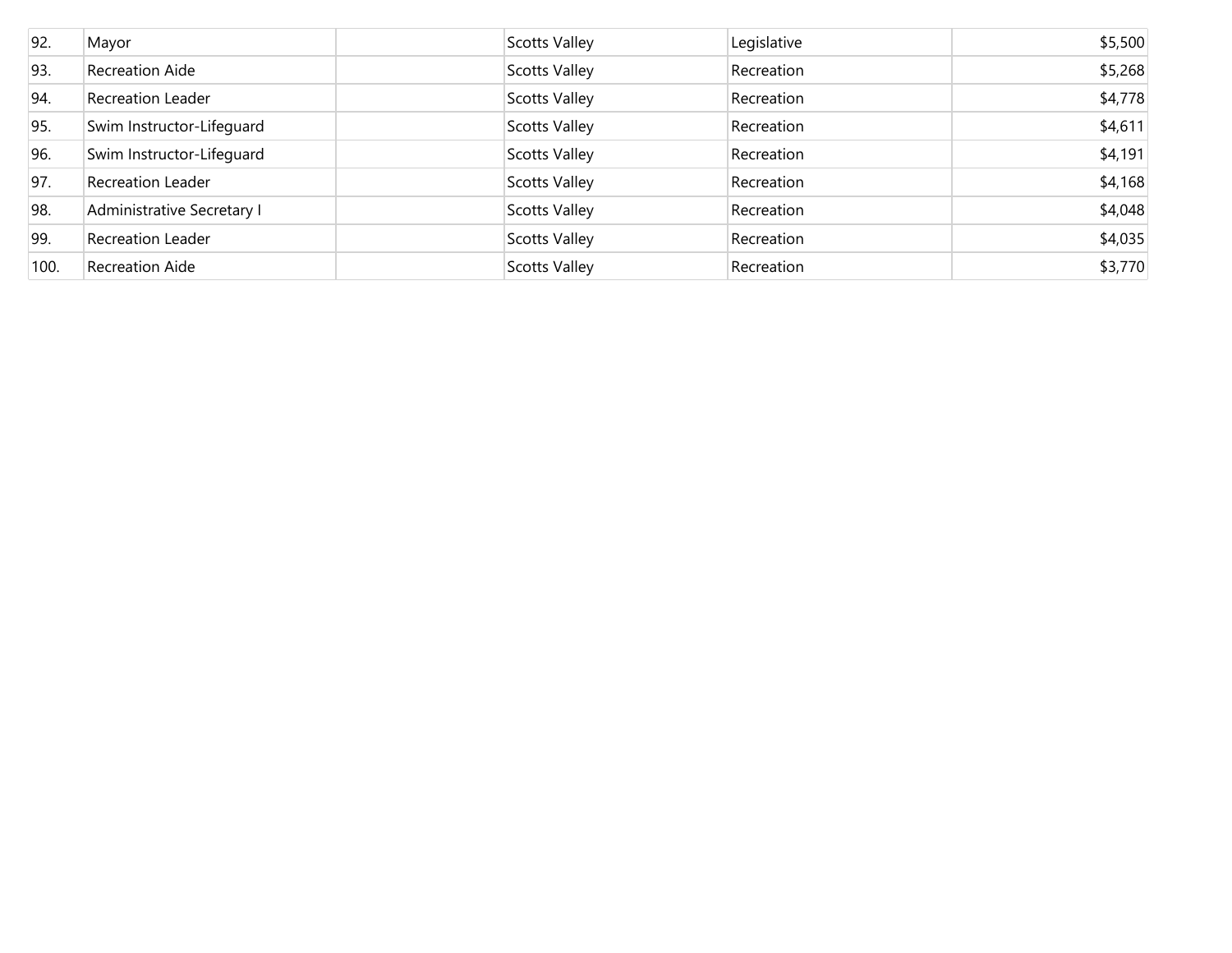| | | | | | |
|---|---|---|---|---|---|
| 92. | Mayor | | Scotts Valley | Legislative | $5,500 |
| 93. | Recreation Aide | | Scotts Valley | Recreation | $5,268 |
| 94. | Recreation Leader | | Scotts Valley | Recreation | $4,778 |
| 95. | Swim Instructor-Lifeguard | | Scotts Valley | Recreation | $4,611 |
| 96. | Swim Instructor-Lifeguard | | Scotts Valley | Recreation | $4,191 |
| 97. | Recreation Leader | | Scotts Valley | Recreation | $4,168 |
| 98. | Administrative Secretary I | | Scotts Valley | Recreation | $4,048 |
| 99. | Recreation Leader | | Scotts Valley | Recreation | $4,035 |
| 100. | Recreation Aide | | Scotts Valley | Recreation | $3,770 |